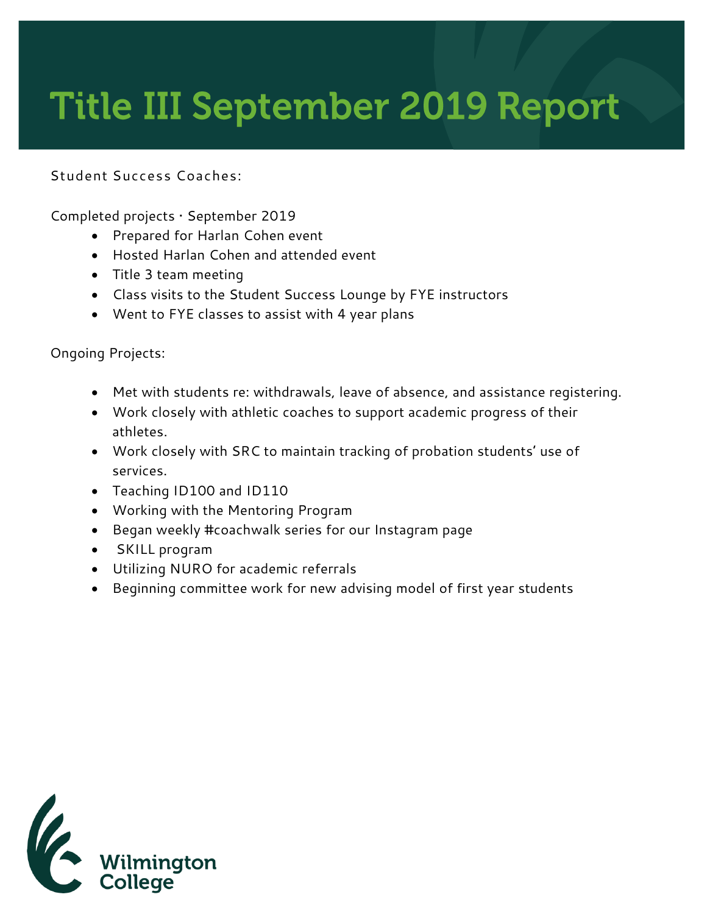# Title III September 2019 Report

Student Success Coaches:

Completed projects · September 2019

- Prepared for Harlan Cohen event
- Hosted Harlan Cohen and attended event
- Title 3 team meeting
- Class visits to the Student Success Lounge by FYE instructors
- Went to FYE classes to assist with 4 year plans

Ongoing Projects:

- Met with students re: withdrawals, leave of absence, and assistance registering.
- Work closely with athletic coaches to support academic progress of their athletes.
- Work closely with SRC to maintain tracking of probation students' use of services.
- Teaching ID100 and ID110
- Working with the Mentoring Program
- Began weekly #coachwalk series for our Instagram page
- SKILL program
- Utilizing NURO for academic referrals
- Beginning committee work for new advising model of first year students

Wilmington College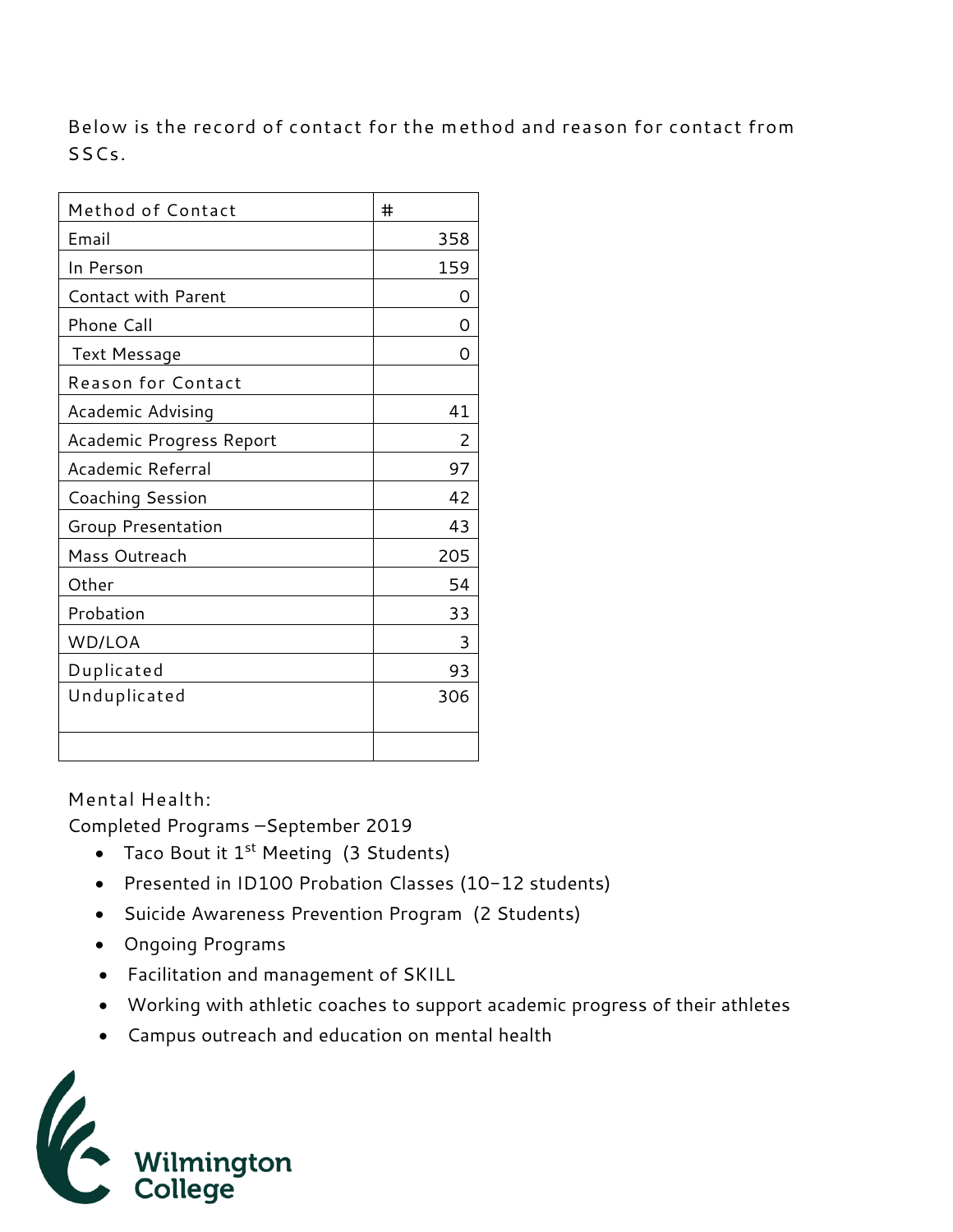Below is the record of contact for the method and reason for contact from SSCs.

| Method of Contact | # |
| --- | --- |
| Email | 358 |
| In Person | 159 |
| Contact with Parent | 0 |
| Phone Call | 0 |
| Text Message | 0 |
| Reason for Contact | |
| Academic Advising | 41 |
| Academic Progress Report | 2 |
| Academic Referral | 97 |
| Coaching Session | 42 |
| Group Presentation | 43 |
| Mass Outreach | 205 |
| Other | 54 |
| Probation | 33 |
| WD/LOA | 3 |
| Duplicated | 93 |
| Unduplicated | 306 |
| | |

Mental Health:
Completed Programs –September 2019

- Taco Bout it 1st Meeting (3 Students)
- Presented in ID100 Probation Classes (10-12 students)
- Suicide Awareness Prevention Program (2 Students)
- Ongoing Programs
- Facilitation and management of SKILL
- Working with athletic coaches to support academic progress of their athletes
- Campus outreach and education on mental health

Wilmington College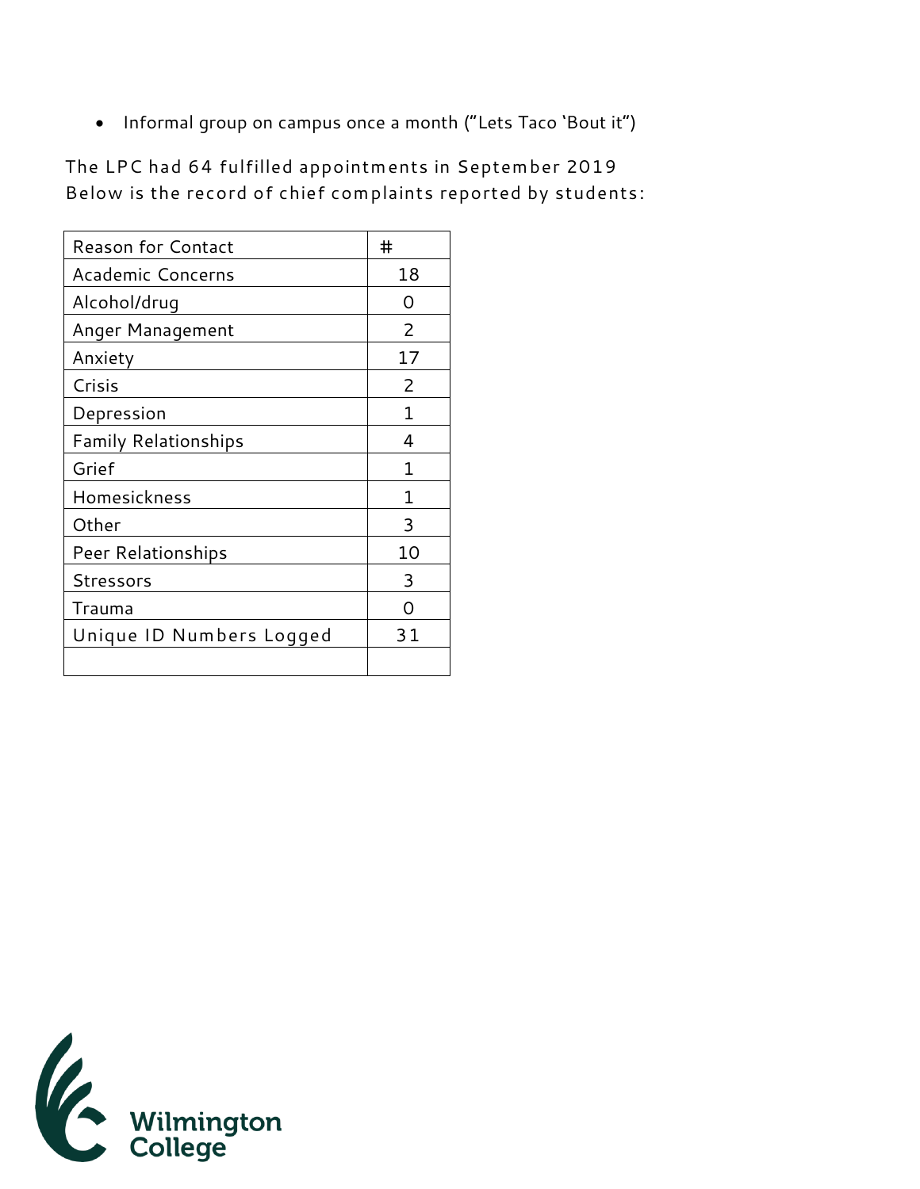- Informal group on campus once a month ("Lets Taco 'Bout it")

The LPC had 64 fulfilled appointments in September 2019
Below is the record of chief complaints reported by students:

| Reason for Contact | # |
|---|---|
| Academic Concerns | 18 |
| Alcohol/drug | 0 |
| Anger Management | 2 |
| Anxiety | 17 |
| Crisis | 2 |
| Depression | 1 |
| Family Relationships | 4 |
| Grief | 1 |
| Homesickness | 1 |
| Other | 3 |
| Peer Relationships | 10 |
| Stressors | 3 |
| Trauma | 0 |
| Unique ID Numbers Logged | 31 |
| | |

Wilmington College